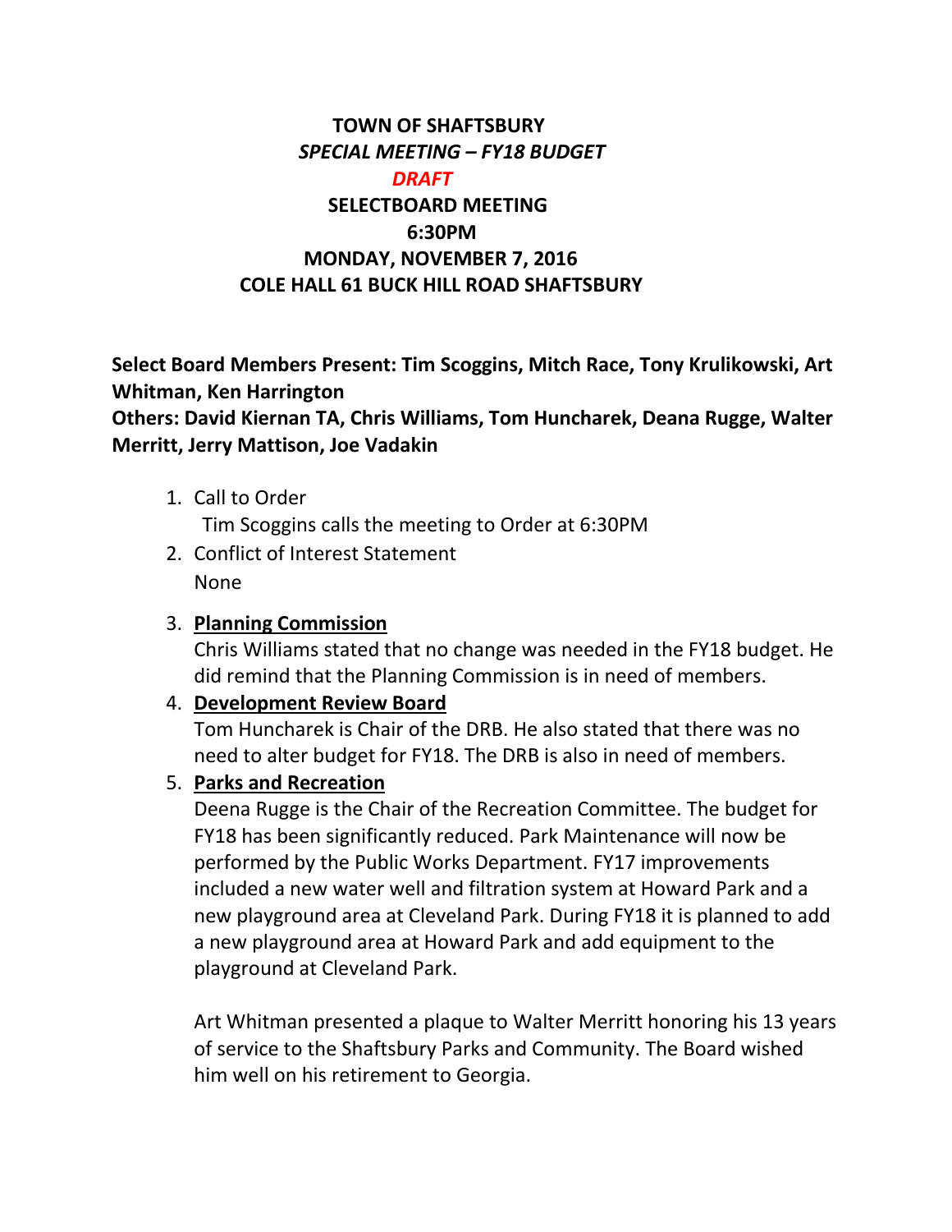**TOWN OF SHAFTSBURY**

***SPECIAL MEETING – FY18 BUDGET***

***DRAFT***

**SELECTBOARD MEETING**

**6:30PM**

**MONDAY, NOVEMBER 7, 2016**

**COLE HALL 61 BUCK HILL ROAD SHAFTSBURY**

**Select Board Members Present: Tim Scoggins, Mitch Race, Tony Krulikowski, Art Whitman, Ken Harrington**
**Others: David Kiernan TA, Chris Williams, Tom Huncharek, Deana Rugge, Walter Merritt, Jerry Mattison, Joe Vadakin**

1. Call to Order
   Tim Scoggins calls the meeting to Order at 6:30PM
2. Conflict of Interest Statement
   None
3. **Planning Commission**
   Chris Williams stated that no change was needed in the FY18 budget. He did remind that the Planning Commission is in need of members.
4. **Development Review Board**
   Tom Huncharek is Chair of the DRB. He also stated that there was no need to alter budget for FY18. The DRB is also in need of members.
5. **Parks and Recreation**
   Deena Rugge is the Chair of the Recreation Committee. The budget for FY18 has been significantly reduced. Park Maintenance will now be performed by the Public Works Department. FY17 improvements included a new water well and filtration system at Howard Park and a new playground area at Cleveland Park. During FY18 it is planned to add a new playground area at Howard Park and add equipment to the playground at Cleveland Park.

   Art Whitman presented a plaque to Walter Merritt honoring his 13 years of service to the Shaftsbury Parks and Community. The Board wished him well on his retirement to Georgia.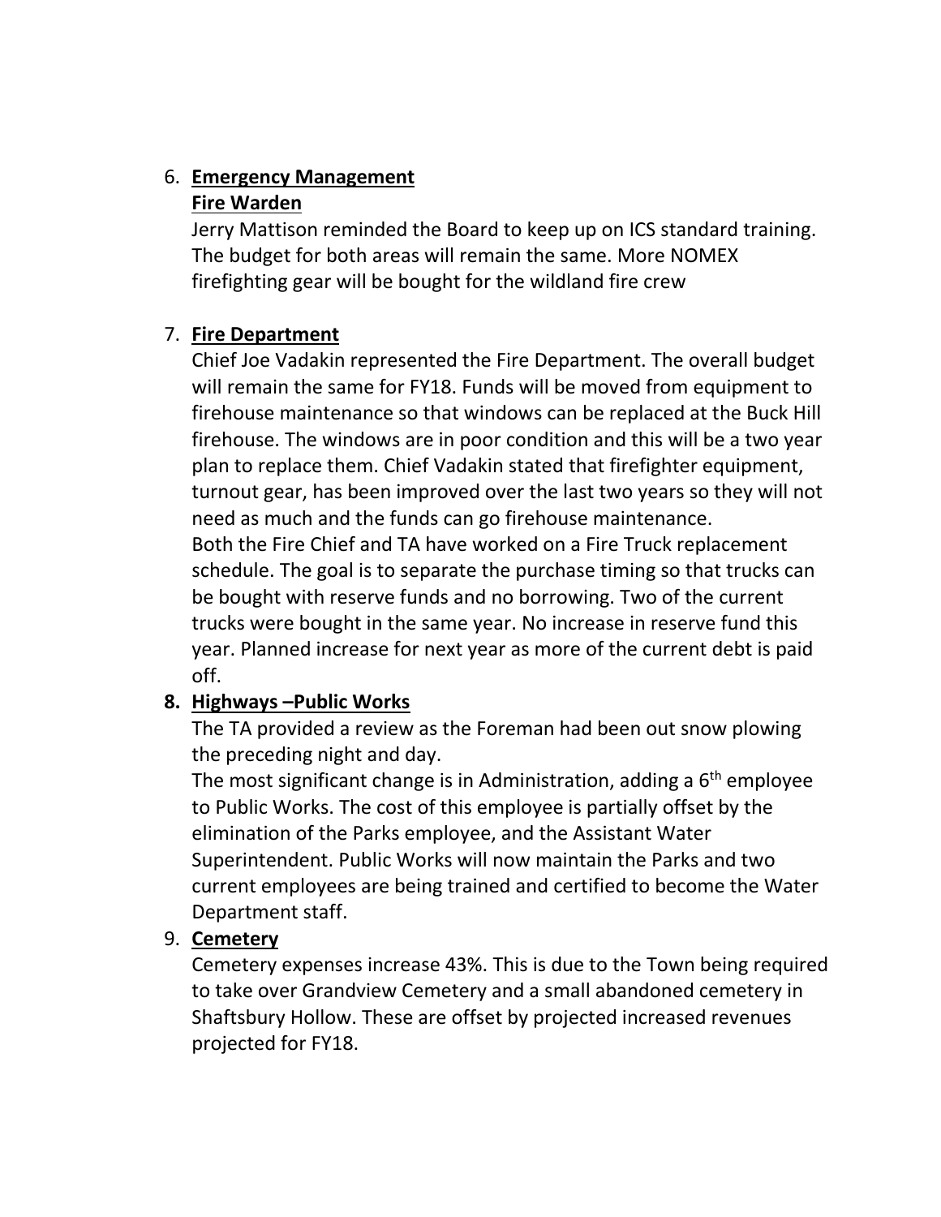6. **Emergency Management**

   **Fire Warden**

   Jerry Mattison reminded the Board to keep up on ICS standard training. The budget for both areas will remain the same. More NOMEX firefighting gear will be bought for the wildland fire crew

7. **Fire Department**

   Chief Joe Vadakin represented the Fire Department. The overall budget will remain the same for FY18. Funds will be moved from equipment to firehouse maintenance so that windows can be replaced at the Buck Hill firehouse. The windows are in poor condition and this will be a two year plan to replace them. Chief Vadakin stated that firefighter equipment, turnout gear, has been improved over the last two years so they will not need as much and the funds can go firehouse maintenance.

   Both the Fire Chief and TA have worked on a Fire Truck replacement schedule. The goal is to separate the purchase timing so that trucks can be bought with reserve funds and no borrowing. Two of the current trucks were bought in the same year. No increase in reserve fund this year. Planned increase for next year as more of the current debt is paid off.

8. **Highways –Public Works**

   The TA provided a review as the Foreman had been out snow plowing the preceding night and day.

   The most significant change is in Administration, adding a 6th employee to Public Works. The cost of this employee is partially offset by the elimination of the Parks employee, and the Assistant Water Superintendent. Public Works will now maintain the Parks and two current employees are being trained and certified to become the Water Department staff.

9. **Cemetery**

   Cemetery expenses increase 43%. This is due to the Town being required to take over Grandview Cemetery and a small abandoned cemetery in Shaftsbury Hollow. These are offset by projected increased revenues projected for FY18.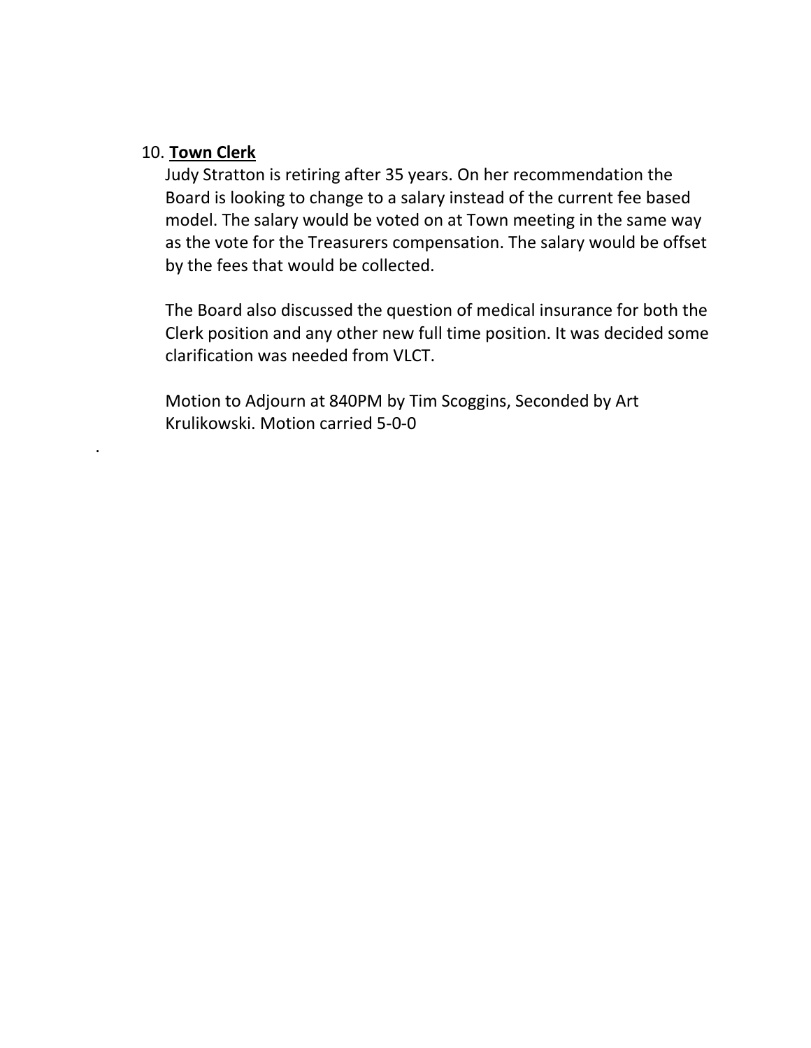10. **<u>Town Clerk</u>**

    Judy Stratton is retiring after 35 years. On her recommendation the Board is looking to change to a salary instead of the current fee based model. The salary would be voted on at Town meeting in the same way as the vote for the Treasurers compensation. The salary would be offset by the fees that would be collected.

    The Board also discussed the question of medical insurance for both the Clerk position and any other new full time position. It was decided some clarification was needed from VLCT.

    Motion to Adjourn at 840PM by Tim Scoggins, Seconded by Art Krulikowski. Motion carried 5-0-0

.